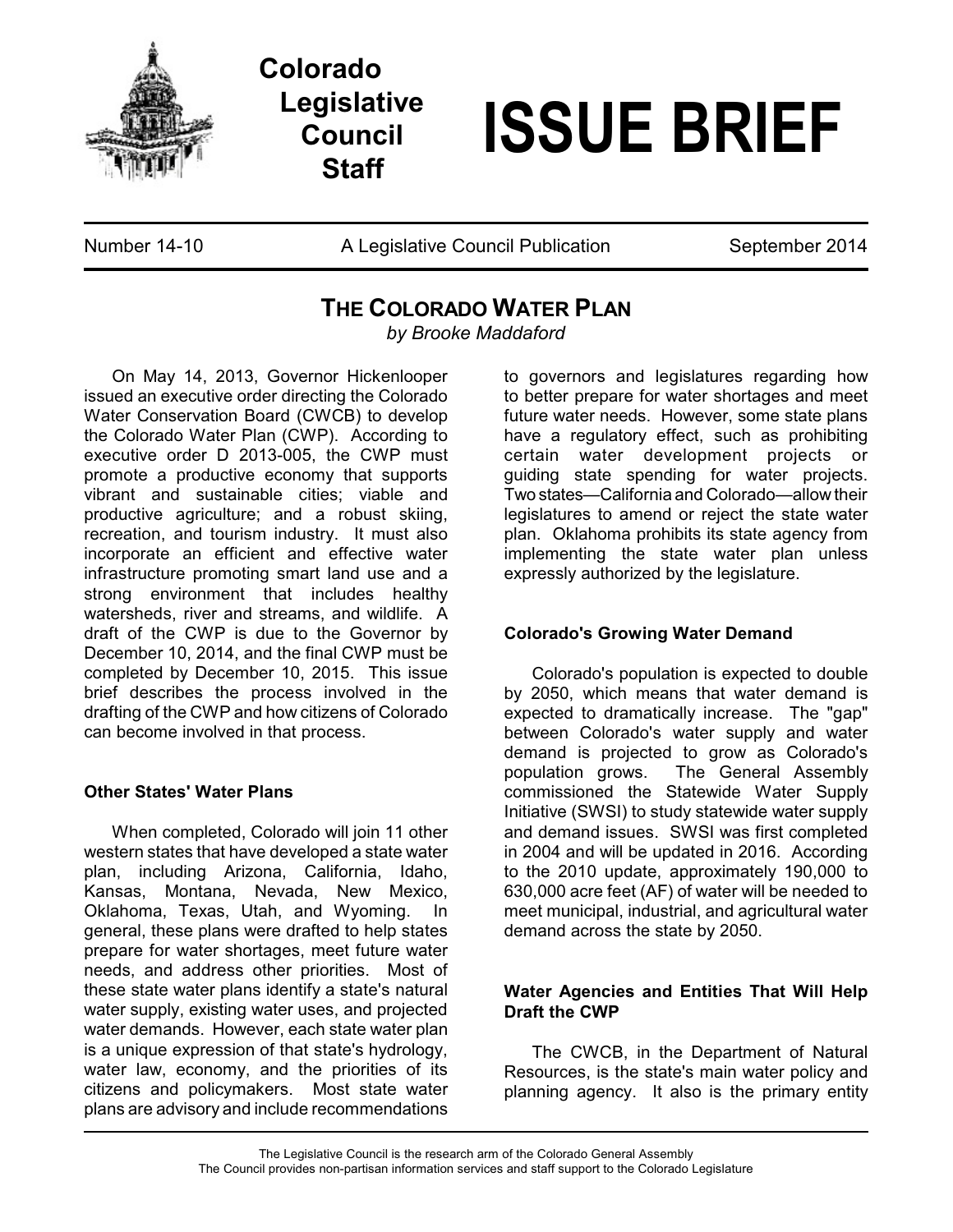# Colorado Legislative Council Staff

# ISSUE BRIEF

Number 14-10 | A Legislative Council Publication | September 2014

## THE COLORADO WATER PLAN

*by Brooke Maddaford*

On May 14, 2013, Governor Hickenlooper issued an executive order directing the Colorado Water Conservation Board (CWCB) to develop the Colorado Water Plan (CWP). According to executive order D 2013-005, the CWP must promote a productive economy that supports vibrant and sustainable cities; viable and productive agriculture; and a robust skiing, recreation, and tourism industry. It must also incorporate an efficient and effective water infrastructure promoting smart land use and a strong environment that includes healthy watersheds, river and streams, and wildlife. A draft of the CWP is due to the Governor by December 10, 2014, and the final CWP must be completed by December 10, 2015. This issue brief describes the process involved in the drafting of the CWP and how citizens of Colorado can become involved in that process.

### Other States' Water Plans

When completed, Colorado will join 11 other western states that have developed a state water plan, including Arizona, California, Idaho, Kansas, Montana, Nevada, New Mexico, Oklahoma, Texas, Utah, and Wyoming. In general, these plans were drafted to help states prepare for water shortages, meet future water needs, and address other priorities. Most of these state water plans identify a state's natural water supply, existing water uses, and projected water demands. However, each state water plan is a unique expression of that state's hydrology, water law, economy, and the priorities of its citizens and policymakers. Most state water plans are advisory and include recommendations to governors and legislatures regarding how to better prepare for water shortages and meet future water needs. However, some state plans have a regulatory effect, such as prohibiting certain water development projects or guiding state spending for water projects. Two states—California and Colorado—allow their legislatures to amend or reject the state water plan. Oklahoma prohibits its state agency from implementing the state water plan unless expressly authorized by the legislature.

### Colorado's Growing Water Demand

Colorado's population is expected to double by 2050, which means that water demand is expected to dramatically increase. The "gap" between Colorado's water supply and water demand is projected to grow as Colorado's population grows. The General Assembly commissioned the Statewide Water Supply Initiative (SWSI) to study statewide water supply and demand issues. SWSI was first completed in 2004 and will be updated in 2016. According to the 2010 update, approximately 190,000 to 630,000 acre feet (AF) of water will be needed to meet municipal, industrial, and agricultural water demand across the state by 2050.

### Water Agencies and Entities That Will Help Draft the CWP

The CWCB, in the Department of Natural Resources, is the state's main water policy and planning agency. It also is the primary entity

The Legislative Council is the research arm of the Colorado General Assembly
The Council provides non-partisan information services and staff support to the Colorado Legislature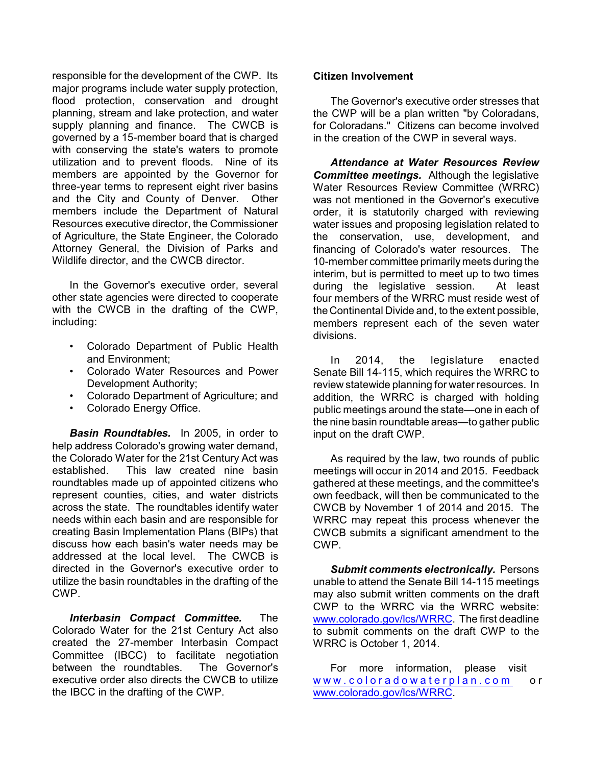responsible for the development of the CWP. Its major programs include water supply protection, flood protection, conservation and drought planning, stream and lake protection, and water supply planning and finance. The CWCB is governed by a 15-member board that is charged with conserving the state's waters to promote utilization and to prevent floods. Nine of its members are appointed by the Governor for three-year terms to represent eight river basins and the City and County of Denver. Other members include the Department of Natural Resources executive director, the Commissioner of Agriculture, the State Engineer, the Colorado Attorney General, the Division of Parks and Wildlife director, and the CWCB director.

In the Governor's executive order, several other state agencies were directed to cooperate with the CWCB in the drafting of the CWP, including:

- Colorado Department of Public Health and Environment;
- Colorado Water Resources and Power Development Authority;
- Colorado Department of Agriculture; and
- Colorado Energy Office.

***Basin Roundtables.*** In 2005, in order to help address Colorado's growing water demand, the Colorado Water for the 21st Century Act was established. This law created nine basin roundtables made up of appointed citizens who represent counties, cities, and water districts across the state. The roundtables identify water needs within each basin and are responsible for creating Basin Implementation Plans (BIPs) that discuss how each basin's water needs may be addressed at the local level. The CWCB is directed in the Governor's executive order to utilize the basin roundtables in the drafting of the CWP.

***Interbasin Compact Committee.*** The Colorado Water for the 21st Century Act also created the 27-member Interbasin Compact Committee (IBCC) to facilitate negotiation between the roundtables. The Governor's executive order also directs the CWCB to utilize the IBCC in the drafting of the CWP.

**Citizen Involvement**

The Governor's executive order stresses that the CWP will be a plan written "by Coloradans, for Coloradans." Citizens can become involved in the creation of the CWP in several ways.

***Attendance at Water Resources Review Committee meetings.*** Although the legislative Water Resources Review Committee (WRRC) was not mentioned in the Governor's executive order, it is statutorily charged with reviewing water issues and proposing legislation related to the conservation, use, development, and financing of Colorado's water resources. The 10-member committee primarily meets during the interim, but is permitted to meet up to two times during the legislative session. At least four members of the WRRC must reside west of the Continental Divide and, to the extent possible, members represent each of the seven water divisions.

In 2014, the legislature enacted Senate Bill 14-115, which requires the WRRC to review statewide planning for water resources. In addition, the WRRC is charged with holding public meetings around the state—one in each of the nine basin roundtable areas—to gather public input on the draft CWP.

As required by the law, two rounds of public meetings will occur in 2014 and 2015. Feedback gathered at these meetings, and the committee's own feedback, will then be communicated to the CWCB by November 1 of 2014 and 2015. The WRRC may repeat this process whenever the CWCB submits a significant amendment to the CWP.

***Submit comments electronically.*** Persons unable to attend the Senate Bill 14-115 meetings may also submit written comments on the draft CWP to the WRRC via the WRRC website: www.colorado.gov/lcs/WRRC. The first deadline to submit comments on the draft CWP to the WRRC is October 1, 2014.

For more information, please visit www.coloradowaterplan.com or www.colorado.gov/lcs/WRRC.